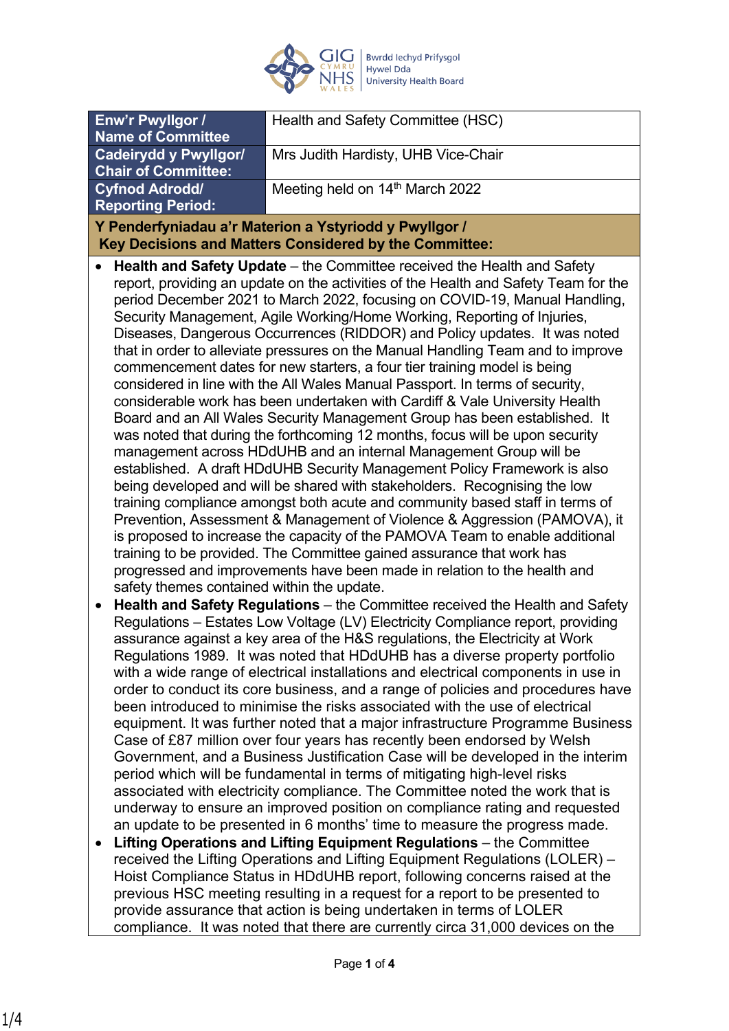| Enw'r Pwyllgor / Name of Committee | Health and Safety Committee (HSC) |
|---|---|
| Cadeirydd y Pwyllgor/ Chair of Committee: | Mrs Judith Hardisty, UHB Vice-Chair |
| Cyfnod Adrodd/ Reporting Period: | Meeting held on 14th March 2022 |

**Y Penderfyniadau a'r Materion a Ystyriodd y Pwyllgor / Key Decisions and Matters Considered by the Committee:**

- **Health and Safety Update** – the Committee received the Health and Safety report, providing an update on the activities of the Health and Safety Team for the period December 2021 to March 2022, focusing on COVID-19, Manual Handling, Security Management, Agile Working/Home Working, Reporting of Injuries, Diseases, Dangerous Occurrences (RIDDOR) and Policy updates. It was noted that in order to alleviate pressures on the Manual Handling Team and to improve commencement dates for new starters, a four tier training model is being considered in line with the All Wales Manual Passport. In terms of security, considerable work has been undertaken with Cardiff & Vale University Health Board and an All Wales Security Management Group has been established. It was noted that during the forthcoming 12 months, focus will be upon security management across HDdUHB and an internal Management Group will be established. A draft HDdUHB Security Management Policy Framework is also being developed and will be shared with stakeholders. Recognising the low training compliance amongst both acute and community based staff in terms of Prevention, Assessment & Management of Violence & Aggression (PAMOVA), it is proposed to increase the capacity of the PAMOVA Team to enable additional training to be provided. The Committee gained assurance that work has progressed and improvements have been made in relation to the health and safety themes contained within the update.
- **Health and Safety Regulations** – the Committee received the Health and Safety Regulations – Estates Low Voltage (LV) Electricity Compliance report, providing assurance against a key area of the H&S regulations, the Electricity at Work Regulations 1989. It was noted that HDdUHB has a diverse property portfolio with a wide range of electrical installations and electrical components in use in order to conduct its core business, and a range of policies and procedures have been introduced to minimise the risks associated with the use of electrical equipment. It was further noted that a major infrastructure Programme Business Case of £87 million over four years has recently been endorsed by Welsh Government, and a Business Justification Case will be developed in the interim period which will be fundamental in terms of mitigating high-level risks associated with electricity compliance. The Committee noted the work that is underway to ensure an improved position on compliance rating and requested an update to be presented in 6 months' time to measure the progress made.
- **Lifting Operations and Lifting Equipment Regulations** – the Committee received the Lifting Operations and Lifting Equipment Regulations (LOLER) – Hoist Compliance Status in HDdUHB report, following concerns raised at the previous HSC meeting resulting in a request for a report to be presented to provide assurance that action is being undertaken in terms of LOLER compliance. It was noted that there are currently circa 31,000 devices on the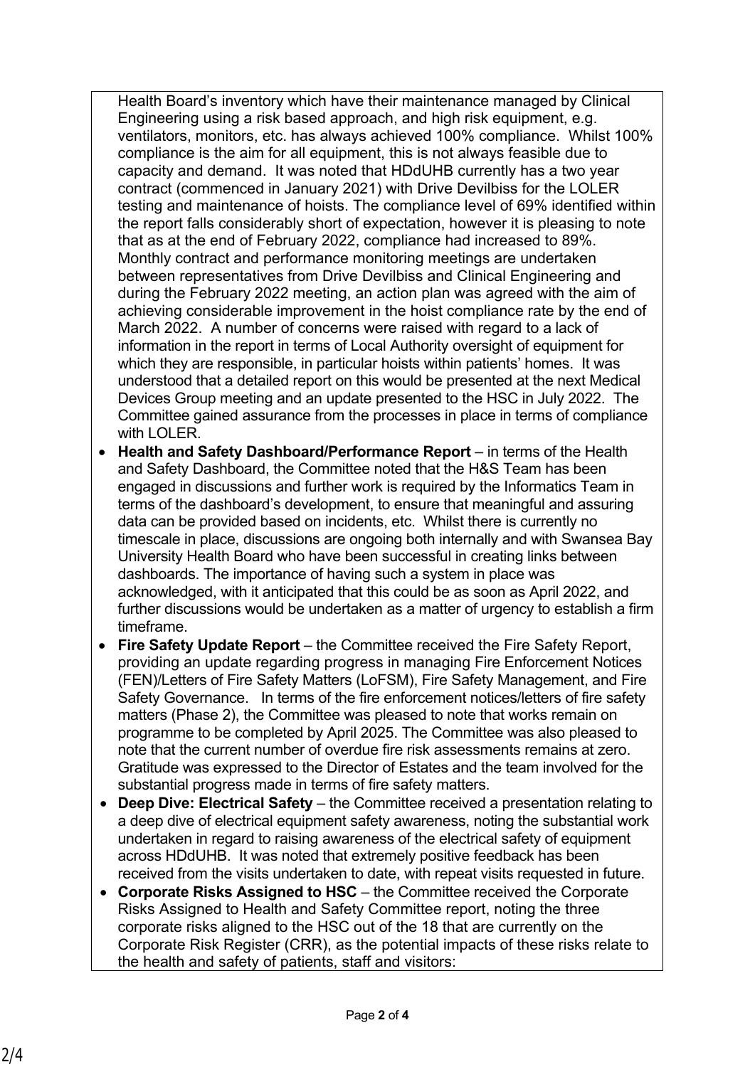Health Board's inventory which have their maintenance managed by Clinical Engineering using a risk based approach, and high risk equipment, e.g. ventilators, monitors, etc. has always achieved 100% compliance. Whilst 100% compliance is the aim for all equipment, this is not always feasible due to capacity and demand. It was noted that HDdUHB currently has a two year contract (commenced in January 2021) with Drive Devilbiss for the LOLER testing and maintenance of hoists. The compliance level of 69% identified within the report falls considerably short of expectation, however it is pleasing to note that as at the end of February 2022, compliance had increased to 89%. Monthly contract and performance monitoring meetings are undertaken between representatives from Drive Devilbiss and Clinical Engineering and during the February 2022 meeting, an action plan was agreed with the aim of achieving considerable improvement in the hoist compliance rate by the end of March 2022. A number of concerns were raised with regard to a lack of information in the report in terms of Local Authority oversight of equipment for which they are responsible, in particular hoists within patients' homes. It was understood that a detailed report on this would be presented at the next Medical Devices Group meeting and an update presented to the HSC in July 2022. The Committee gained assurance from the processes in place in terms of compliance with LOLER.

- **Health and Safety Dashboard/Performance Report** – in terms of the Health and Safety Dashboard, the Committee noted that the H&S Team has been engaged in discussions and further work is required by the Informatics Team in terms of the dashboard's development, to ensure that meaningful and assuring data can be provided based on incidents, etc. Whilst there is currently no timescale in place, discussions are ongoing both internally and with Swansea Bay University Health Board who have been successful in creating links between dashboards. The importance of having such a system in place was acknowledged, with it anticipated that this could be as soon as April 2022, and further discussions would be undertaken as a matter of urgency to establish a firm timeframe.
- **Fire Safety Update Report** – the Committee received the Fire Safety Report, providing an update regarding progress in managing Fire Enforcement Notices (FEN)/Letters of Fire Safety Matters (LoFSM), Fire Safety Management, and Fire Safety Governance. In terms of the fire enforcement notices/letters of fire safety matters (Phase 2), the Committee was pleased to note that works remain on programme to be completed by April 2025. The Committee was also pleased to note that the current number of overdue fire risk assessments remains at zero. Gratitude was expressed to the Director of Estates and the team involved for the substantial progress made in terms of fire safety matters.
- **Deep Dive: Electrical Safety** – the Committee received a presentation relating to a deep dive of electrical equipment safety awareness, noting the substantial work undertaken in regard to raising awareness of the electrical safety of equipment across HDdUHB. It was noted that extremely positive feedback has been received from the visits undertaken to date, with repeat visits requested in future.
- **Corporate Risks Assigned to HSC** – the Committee received the Corporate Risks Assigned to Health and Safety Committee report, noting the three corporate risks aligned to the HSC out of the 18 that are currently on the Corporate Risk Register (CRR), as the potential impacts of these risks relate to the health and safety of patients, staff and visitors: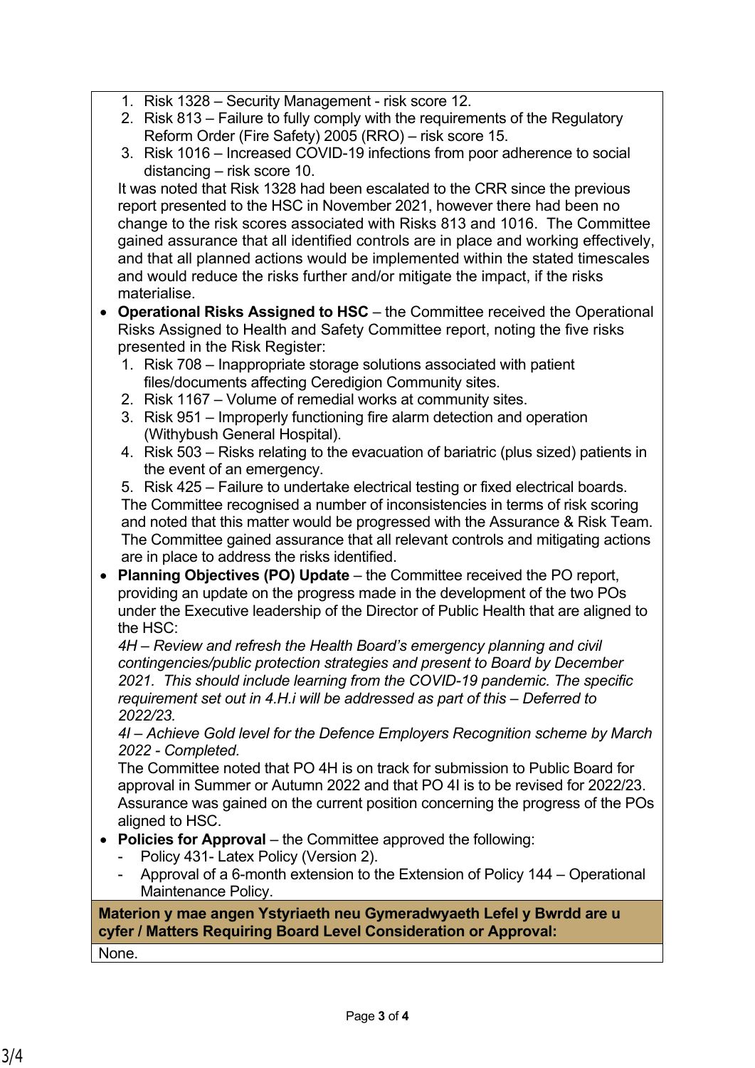1. Risk 1328 – Security Management - risk score 12.
2. Risk 813 – Failure to fully comply with the requirements of the Regulatory Reform Order (Fire Safety) 2005 (RRO) – risk score 15.
3. Risk 1016 – Increased COVID-19 infections from poor adherence to social distancing – risk score 10.

It was noted that Risk 1328 had been escalated to the CRR since the previous report presented to the HSC in November 2021, however there had been no change to the risk scores associated with Risks 813 and 1016. The Committee gained assurance that all identified controls are in place and working effectively, and that all planned actions would be implemented within the stated timescales and would reduce the risks further and/or mitigate the impact, if the risks materialise.

- **Operational Risks Assigned to HSC** – the Committee received the Operational Risks Assigned to Health and Safety Committee report, noting the five risks presented in the Risk Register:
  1. Risk 708 – Inappropriate storage solutions associated with patient files/documents affecting Ceredigion Community sites.
  2. Risk 1167 – Volume of remedial works at community sites.
  3. Risk 951 – Improperly functioning fire alarm detection and operation (Withybush General Hospital).
  4. Risk 503 – Risks relating to the evacuation of bariatric (plus sized) patients in the event of an emergency.
  5. Risk 425 – Failure to undertake electrical testing or fixed electrical boards.

  The Committee recognised a number of inconsistencies in terms of risk scoring and noted that this matter would be progressed with the Assurance & Risk Team. The Committee gained assurance that all relevant controls and mitigating actions are in place to address the risks identified.
- **Planning Objectives (PO) Update** – the Committee received the PO report, providing an update on the progress made in the development of the two POs under the Executive leadership of the Director of Public Health that are aligned to the HSC:
  *4H – Review and refresh the Health Board's emergency planning and civil contingencies/public protection strategies and present to Board by December 2021. This should include learning from the COVID-19 pandemic. The specific requirement set out in 4.H.i will be addressed as part of this – Deferred to 2022/23.*
  *4I – Achieve Gold level for the Defence Employers Recognition scheme by March 2022 - Completed.*
  The Committee noted that PO 4H is on track for submission to Public Board for approval in Summer or Autumn 2022 and that PO 4I is to be revised for 2022/23. Assurance was gained on the current position concerning the progress of the POs aligned to HSC.
- **Policies for Approval** – the Committee approved the following:
  - Policy 431- Latex Policy (Version 2).
  - Approval of a 6-month extension to the Extension of Policy 144 – Operational Maintenance Policy.

**Materion y mae angen Ystyriaeth neu Gymeradwyaeth Lefel y Bwrdd are u cyfer / Matters Requiring Board Level Consideration or Approval:**

None.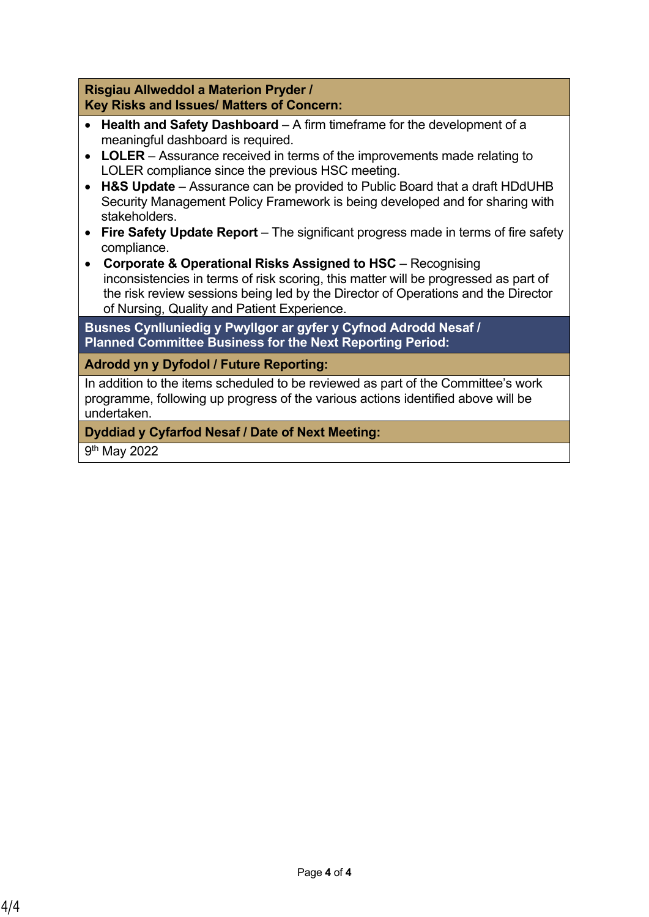**Risgiau Allweddol a Materion Pryder /**
**Key Risks and Issues/ Matters of Concern:**

- **Health and Safety Dashboard** – A firm timeframe for the development of a meaningful dashboard is required.
- **LOLER** – Assurance received in terms of the improvements made relating to LOLER compliance since the previous HSC meeting.
- **H&S Update** – Assurance can be provided to Public Board that a draft HDdUHB Security Management Policy Framework is being developed and for sharing with stakeholders.
- **Fire Safety Update Report** – The significant progress made in terms of fire safety compliance.
- **Corporate & Operational Risks Assigned to HSC** – Recognising inconsistencies in terms of risk scoring, this matter will be progressed as part of the risk review sessions being led by the Director of Operations and the Director of Nursing, Quality and Patient Experience.

**Busnes Cynlluniedig y Pwyllgor ar gyfer y Cyfnod Adrodd Nesaf /**
**Planned Committee Business for the Next Reporting Period:**

**Adrodd yn y Dyfodol / Future Reporting:**

In addition to the items scheduled to be reviewed as part of the Committee's work programme, following up progress of the various actions identified above will be undertaken.

**Dyddiad y Cyfarfod Nesaf / Date of Next Meeting:**

9th May 2022